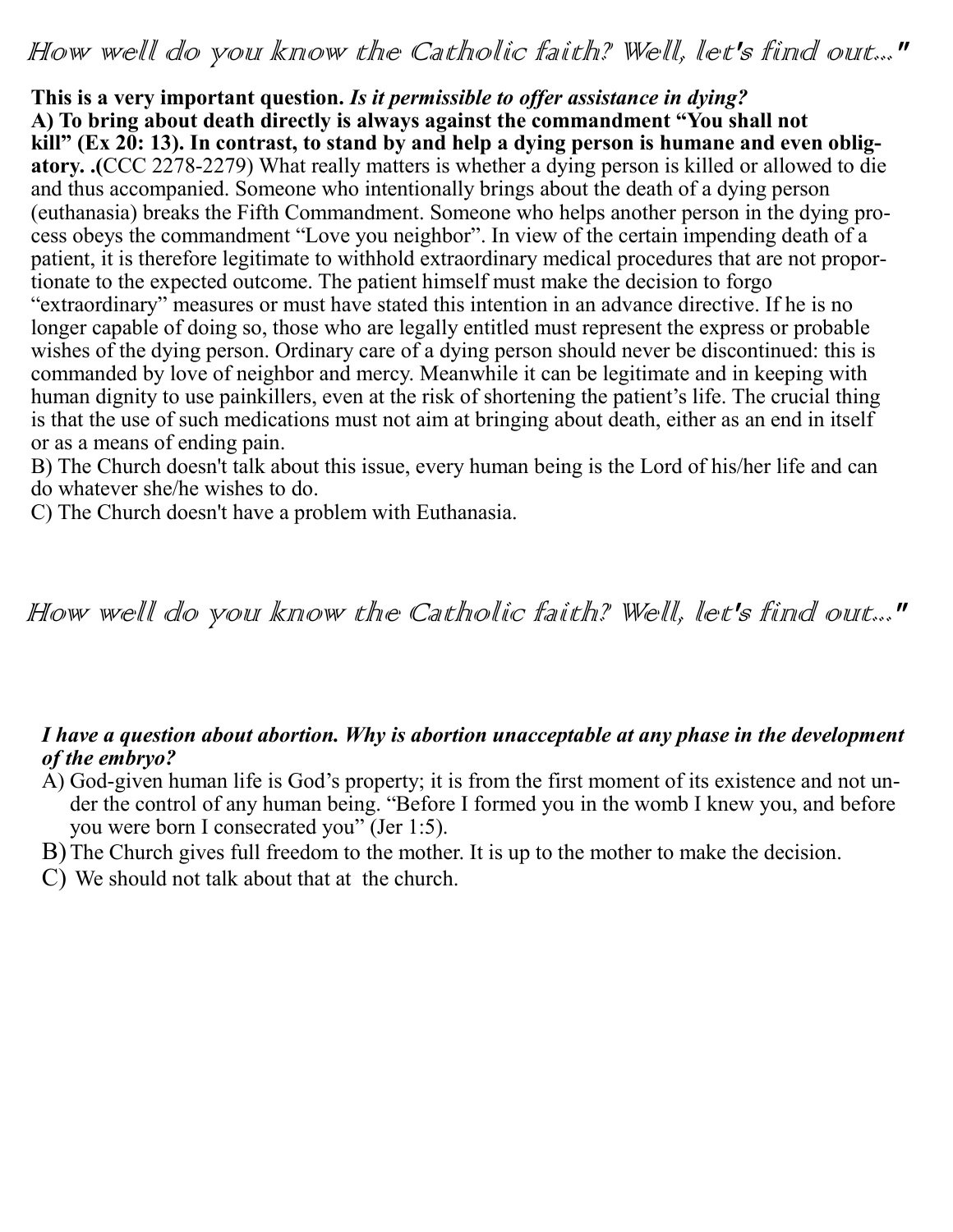# How well do you know the Catholic faith? Well, let's find out..."

**This is a very important question.** ***Is it permissible to offer assistance in dying?***

**A) To bring about death directly is always against the commandment "You shall not kill" (Ex 20: 13). In contrast, to stand by and help a dying person is humane and even obligatory. .**(CCC 2278-2279) What really matters is whether a dying person is killed or allowed to die and thus accompanied. Someone who intentionally brings about the death of a dying person (euthanasia) breaks the Fifth Commandment. Someone who helps another person in the dying process obeys the commandment "Love you neighbor". In view of the certain impending death of a patient, it is therefore legitimate to withhold extraordinary medical procedures that are not proportionate to the expected outcome. The patient himself must make the decision to forgo "extraordinary" measures or must have stated this intention in an advance directive. If he is no longer capable of doing so, those who are legally entitled must represent the express or probable wishes of the dying person. Ordinary care of a dying person should never be discontinued: this is commanded by love of neighbor and mercy. Meanwhile it can be legitimate and in keeping with human dignity to use painkillers, even at the risk of shortening the patient's life. The crucial thing is that the use of such medications must not aim at bringing about death, either as an end in itself or as a means of ending pain.

B) The Church doesn't talk about this issue, every human being is the Lord of his/her life and can do whatever she/he wishes to do.

C) The Church doesn't have a problem with Euthanasia.

# How well do you know the Catholic faith? Well, let's find out..."

***I have a question about abortion. Why is abortion unacceptable at any phase in the development of the embryo?***

A) God-given human life is God's property; it is from the first moment of its existence and not under the control of any human being. "Before I formed you in the womb I knew you, and before you were born I consecrated you" (Jer 1:5).

B) The Church gives full freedom to the mother. It is up to the mother to make the decision.

C) We should not talk about that at the church.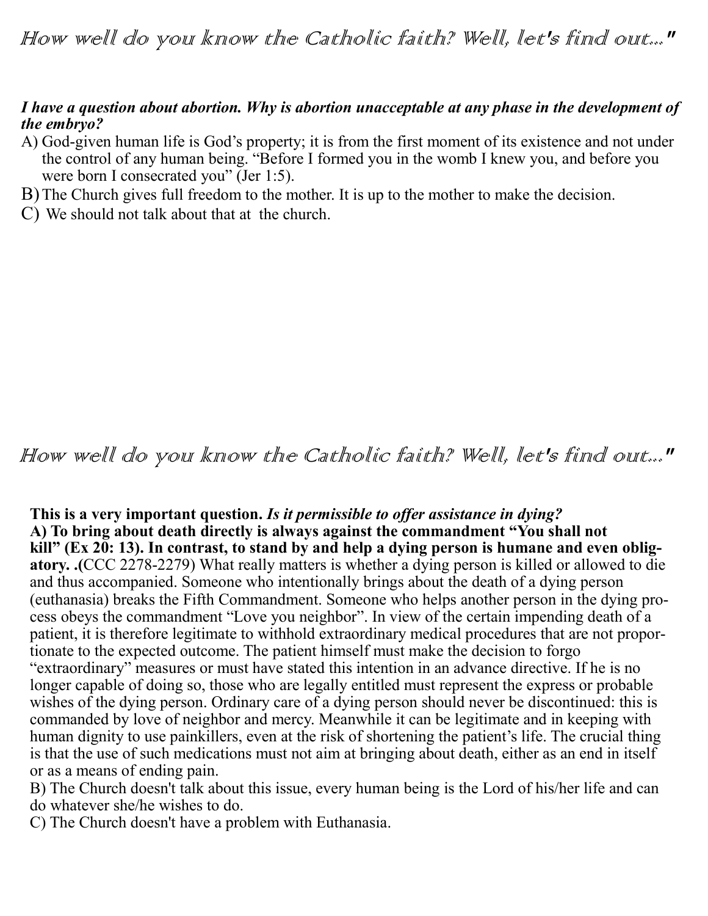*How well do you know the Catholic faith? Well, let's find out..."*

***I have a question about abortion. Why is abortion unacceptable at any phase in the development of the embryo?***

A) God-given human life is God's property; it is from the first moment of its existence and not under the control of any human being. "Before I formed you in the womb I knew you, and before you were born I consecrated you" (Jer 1:5).

B) The Church gives full freedom to the mother. It is up to the mother to make the decision.

C) We should not talk about that at the church.

*How well do you know the Catholic faith? Well, let's find out..."*

**This is a very important question.** ***Is it permissible to offer assistance in dying?***

**A) To bring about death directly is always against the commandment "You shall not kill" (Ex 20: 13). In contrast, to stand by and help a dying person is humane and even obligatory. .(**CCC 2278-2279) What really matters is whether a dying person is killed or allowed to die and thus accompanied. Someone who intentionally brings about the death of a dying person (euthanasia) breaks the Fifth Commandment. Someone who helps another person in the dying process obeys the commandment "Love you neighbor". In view of the certain impending death of a patient, it is therefore legitimate to withhold extraordinary medical procedures that are not proportionate to the expected outcome. The patient himself must make the decision to forgo "extraordinary" measures or must have stated this intention in an advance directive. If he is no longer capable of doing so, those who are legally entitled must represent the express or probable wishes of the dying person. Ordinary care of a dying person should never be discontinued: this is commanded by love of neighbor and mercy. Meanwhile it can be legitimate and in keeping with human dignity to use painkillers, even at the risk of shortening the patient's life. The crucial thing is that the use of such medications must not aim at bringing about death, either as an end in itself or as a means of ending pain.

B) The Church doesn't talk about this issue, every human being is the Lord of his/her life and can do whatever she/he wishes to do.

C) The Church doesn't have a problem with Euthanasia.